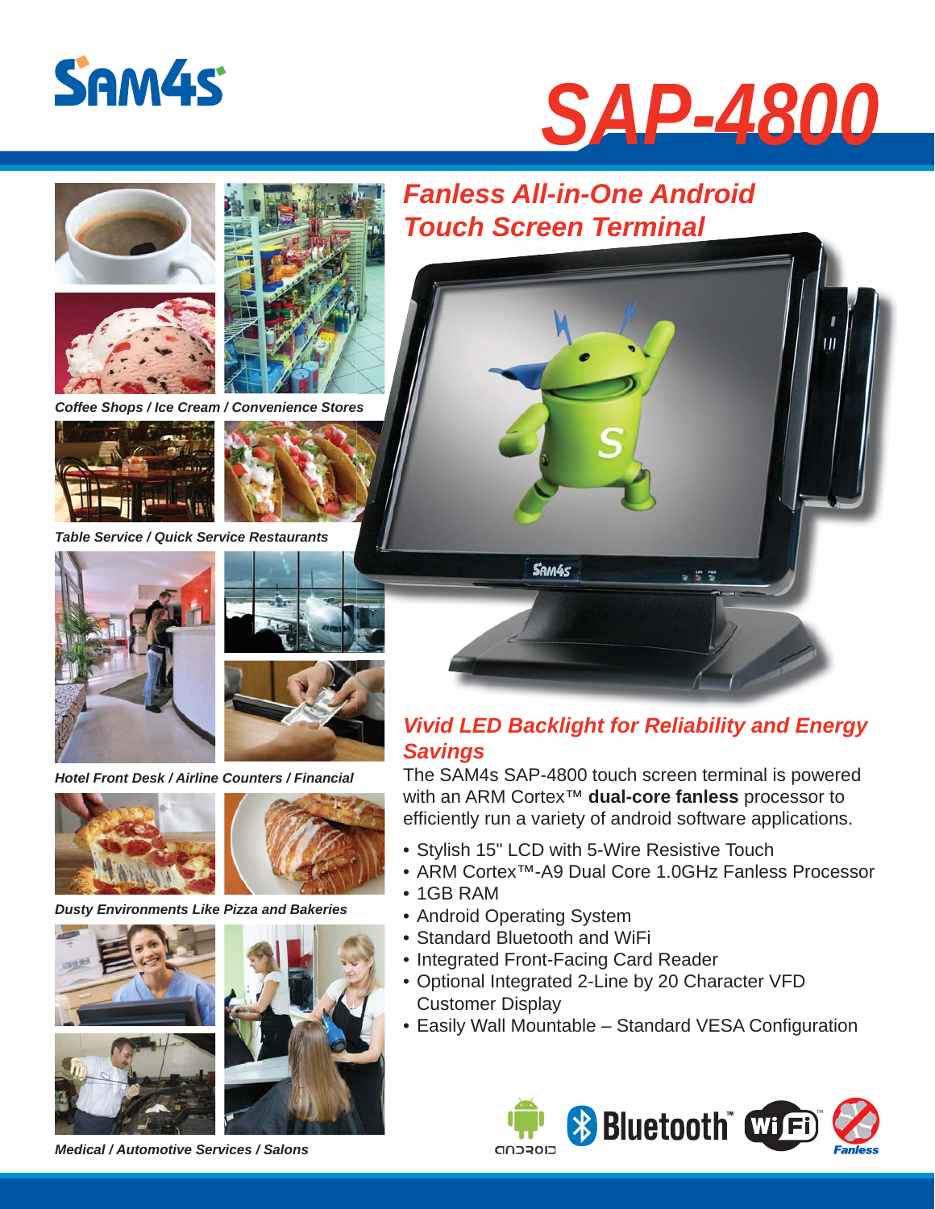# SAM4s

# SAP-4800

## Fanless All-in-One Android Touch Screen Terminal

*Coffee Shops / Ice Cream / Convenience Stores*

*Table Service / Quick Service Restaurants*

*Hotel Front Desk / Airline Counters / Financial*

*Dusty Environments Like Pizza and Bakeries*

*Medical / Automotive Services / Salons*

## Vivid LED Backlight for Reliability and Energy Savings

The SAM4s SAP-4800 touch screen terminal is powered with an ARM Cortex™ **dual-core fanless** processor to efficiently run a variety of android software applications.

- Stylish 15" LCD with 5-Wire Resistive Touch
- ARM Cortex™-A9 Dual Core 1.0GHz Fanless Processor
- 1GB RAM
- Android Operating System
- Standard Bluetooth and WiFi
- Integrated Front-Facing Card Reader
- Optional Integrated 2-Line by 20 Character VFD Customer Display
- Easily Wall Mountable – Standard VESA Configuration

android Bluetooth™ WiFi™ Fanless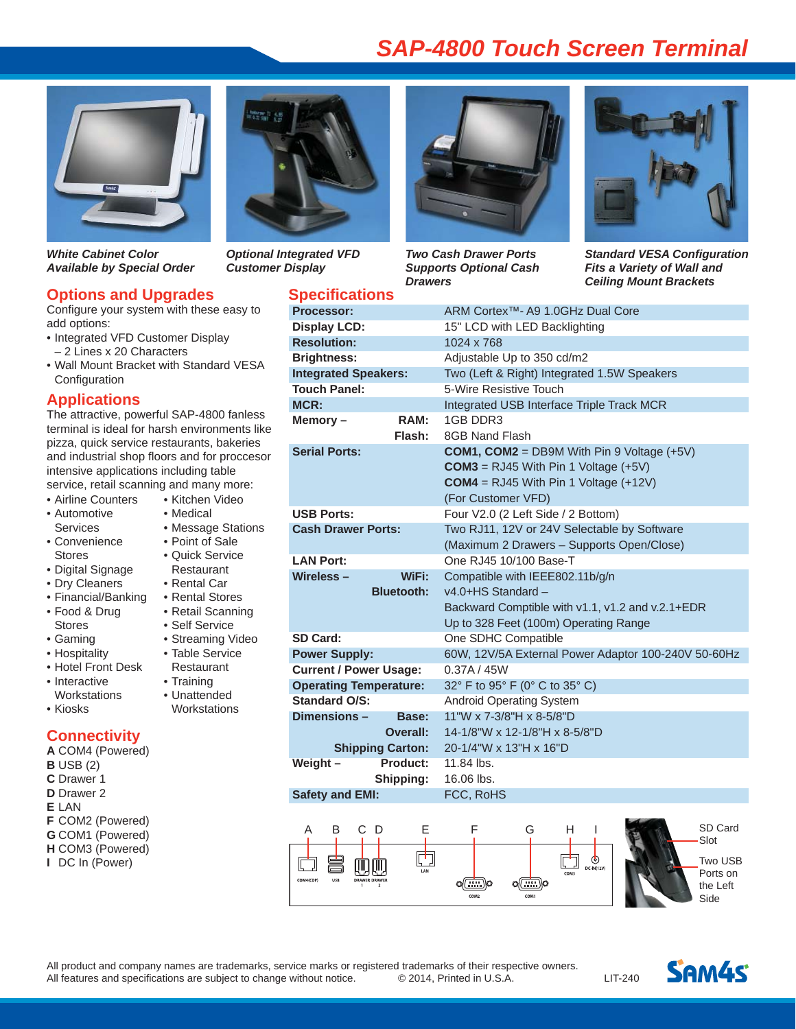# SAP-4800 Touch Screen Terminal

*White Cabinet Color Available by Special Order*

*Optional Integrated VFD Customer Display*

*Two Cash Drawer Ports Supports Optional Cash Drawers*

*Standard VESA Configuration Fits a Variety of Wall and Ceiling Mount Brackets*

## Options and Upgrades

Configure your system with these easy to add options:

- Integrated VFD Customer Display
  – 2 Lines x 20 Characters
- Wall Mount Bracket with Standard VESA Configuration

## Applications

The attractive, powerful SAP-4800 fanless terminal is ideal for harsh environments like pizza, quick service restaurants, bakeries and industrial shop floors and for proccesor intensive applications including table service, retail scanning and many more:

- Airline Counters
- Automotive Services
- Convenience Stores
- Digital Signage
- Dry Cleaners
- Financial/Banking
- Food & Drug Stores
- Gaming
- Hospitality
- Hotel Front Desk
- Interactive Workstations
- Kiosks
- Kitchen Video
- Medical
- Message Stations
- Point of Sale
- Quick Service Restaurant
- Rental Car
- Rental Stores
- Retail Scanning
- Self Service
- Streaming Video
- Table Service Restaurant
- Training
- Unattended Workstations

## Connectivity

**A** COM4 (Powered)
**B** USB (2)
**C** Drawer 1
**D** Drawer 2
**E** LAN
**F** COM2 (Powered)
**G** COM1 (Powered)
**H** COM3 (Powered)
**I** DC In (Power)

## Specifications

| | |
|---|---|
| **Processor:** | ARM Cortex™- A9 1.0GHz Dual Core |
| **Display LCD:** | 15" LCD with LED Backlighting |
| **Resolution:** | 1024 x 768 |
| **Brightness:** | Adjustable Up to 350 cd/m2 |
| **Integrated Speakers:** | Two (Left & Right) Integrated 1.5W Speakers |
| **Touch Panel:** | 5-Wire Resistive Touch |
| **MCR:** | Integrated USB Interface Triple Track MCR |
| **Memory – RAM:** | 1GB DDR3 |
| **Flash:** | 8GB Nand Flash |
| **Serial Ports:** | **COM1, COM2** = DB9M With Pin 9 Voltage (+5V)<br>**COM3** = RJ45 With Pin 1 Voltage (+5V)<br>**COM4** = RJ45 With Pin 1 Voltage (+12V)<br>(For Customer VFD) |
| **USB Ports:** | Four V2.0 (2 Left Side / 2 Bottom) |
| **Cash Drawer Ports:** | Two RJ11, 12V or 24V Selectable by Software (Maximum 2 Drawers – Supports Open/Close) |
| **LAN Port:** | One RJ45 10/100 Base-T |
| **Wireless – WiFi:** | Compatible with IEEE802.11b/g/n |
| **Bluetooth:** | v4.0+HS Standard – Backward Comptible with v1.1, v1.2 and v.2.1+EDR Up to 328 Feet (100m) Operating Range |
| **SD Card:** | One SDHC Compatible |
| **Power Supply:** | 60W, 12V/5A External Power Adaptor 100-240V 50-60Hz |
| **Current / Power Usage:** | 0.37A / 45W |
| **Operating Temperature:** | 32° F to 95° F (0° C to 35° C) |
| **Standard O/S:** | Android Operating System |
| **Dimensions – Base:** | 11"W x 7-3/8"H x 8-5/8"D |
| **Overall:** | 14-1/8"W x 12-1/8"H x 8-5/8"D |
| **Shipping Carton:** | 20-1/4"W x 13"H x 16"D |
| **Weight – Product:** | 11.84 lbs. |
| **Shipping:** | 16.06 lbs. |
| **Safety and EMI:** | FCC, RoHS |

A B C D E F G H I

COM4(CDP) USB DRAWER 1 DRAWER 2 LAN COM2 COM1 COM3 DC-IN(12V)

SD Card Slot

Two USB Ports on the Left Side

All product and company names are trademarks, service marks or registered trademarks of their respective owners.
All features and specifications are subject to change without notice. © 2014, Printed in U.S.A. LIT-240

SAM4S